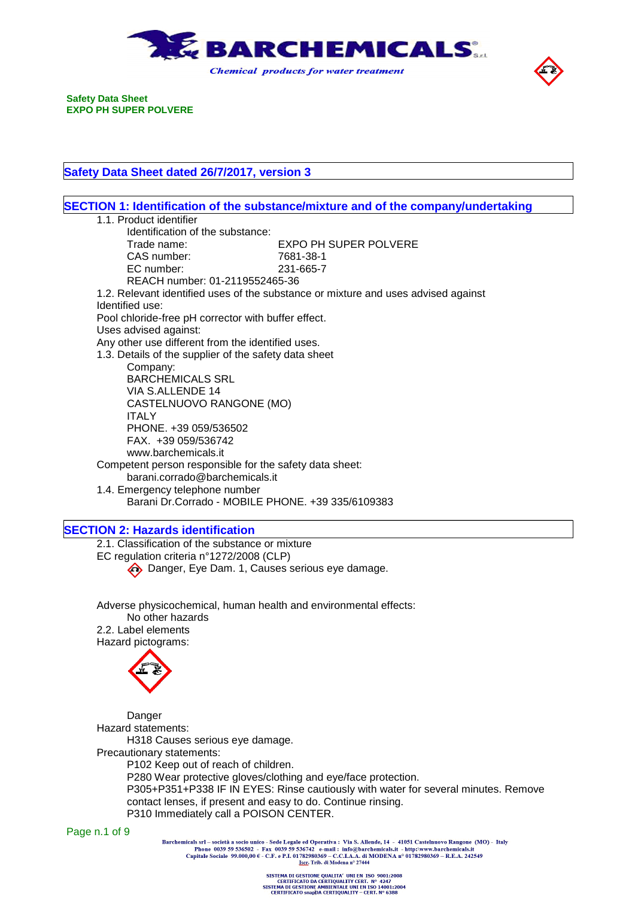**Safety Data Sheet**
**EXPO PH SUPER POLVERE**

## Safety Data Sheet dated 26/7/2017, version 3

## SECTION 1: Identification of the substance/mixture and of the company/undertaking

1.1. Product identifier

Identification of the substance:

Trade name: EXPO PH SUPER POLVERE
CAS number: 7681-38-1
EC number: 231-665-7
REACH number: 01-2119552465-36

1.2. Relevant identified uses of the substance or mixture and uses advised against

Identified use:

Pool chloride-free pH corrector with buffer effect.

Uses advised against:

Any other use different from the identified uses.

1.3. Details of the supplier of the safety data sheet

Company:
BARCHEMICALS SRL
VIA S.ALLENDE 14
CASTELNUOVO RANGONE (MO)
ITALY
PHONE. +39 059/536502
FAX. +39 059/536742
www.barchemicals.it

Competent person responsible for the safety data sheet:
barani.corrado@barchemicals.it

1.4. Emergency telephone number

Barani Dr.Corrado - MOBILE PHONE. +39 335/6109383

## SECTION 2: Hazards identification

2.1. Classification of the substance or mixture

EC regulation criteria n°1272/2008 (CLP)

Danger, Eye Dam. 1, Causes serious eye damage.

Adverse physicochemical, human health and environmental effects:

No other hazards

2.2. Label elements

Hazard pictograms:

Danger

Hazard statements:

H318 Causes serious eye damage.

Precautionary statements:

P102 Keep out of reach of children.
P280 Wear protective gloves/clothing and eye/face protection.
P305+P351+P338 IF IN EYES: Rinse cautiously with water for several minutes. Remove contact lenses, if present and easy to do. Continue rinsing.
P310 Immediately call a POISON CENTER.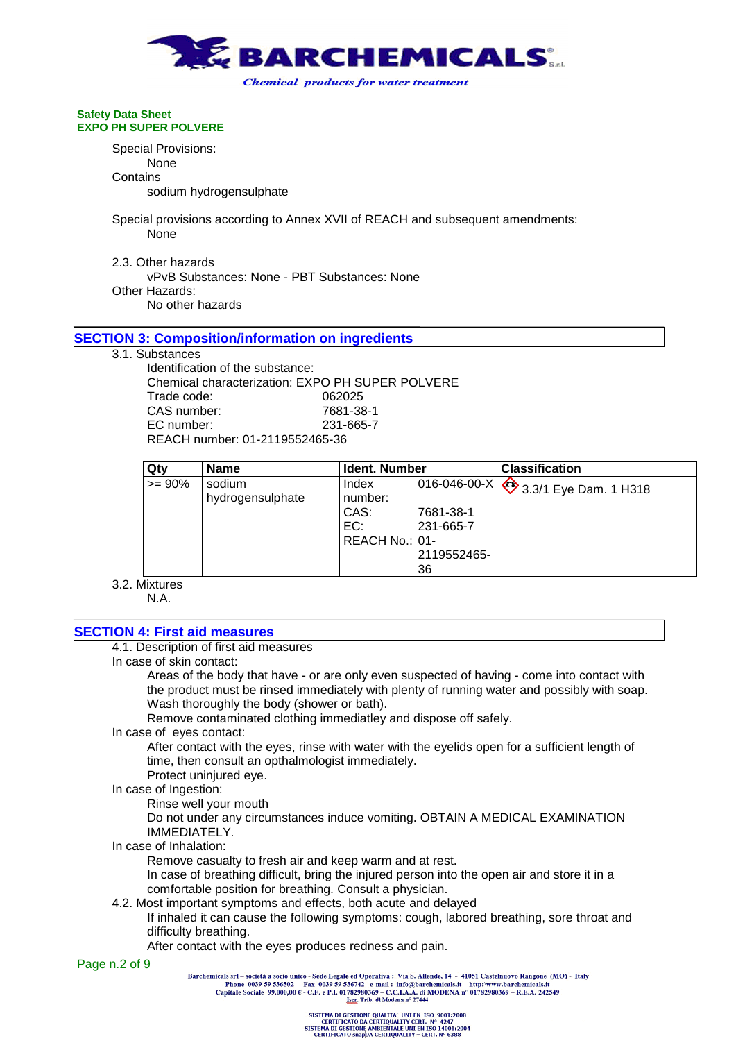Special Provisions:

None

Contains

sodium hydrogensulphate

Special provisions according to Annex XVII of REACH and subsequent amendments:

None

2.3. Other hazards

vPvB Substances: None - PBT Substances: None

Other Hazards:

No other hazards

## SECTION 3: Composition/information on ingredients

3.1. Substances

Identification of the substance:

Chemical characterization: EXPO PH SUPER POLVERE

Trade code: 062025

CAS number: 7681-38-1

EC number: 231-665-7

REACH number: 01-2119552465-36

| Qty | Name | Ident. Number | Classification |
|---|---|---|---|
| >= 90% | sodium hydrogensulphate | Index number: 016-046-00-X<br>CAS: 7681-38-1<br>EC: 231-665-7<br>REACH No.: 01-2119552465-36 | 3.3/1 Eye Dam. 1 H318 |

3.2. Mixtures

N.A.

## SECTION 4: First aid measures

4.1. Description of first aid measures

In case of skin contact:

Areas of the body that have - or are only even suspected of having - come into contact with the product must be rinsed immediately with plenty of running water and possibly with soap.
Wash thoroughly the body (shower or bath).
Remove contaminated clothing immediatley and dispose off safely.

In case of eyes contact:

After contact with the eyes, rinse with water with the eyelids open for a sufficient length of time, then consult an opthalmologist immediately.
Protect uninjured eye.

In case of Ingestion:

Rinse well your mouth
Do not under any circumstances induce vomiting. OBTAIN A MEDICAL EXAMINATION IMMEDIATELY.

In case of Inhalation:

Remove casualty to fresh air and keep warm and at rest.
In case of breathing difficult, bring the injured person into the open air and store it in a comfortable position for breathing. Consult a physician.

4.2. Most important symptoms and effects, both acute and delayed

If inhaled it can cause the following symptoms: cough, labored breathing, sore throat and difficulty breathing.
After contact with the eyes produces redness and pain.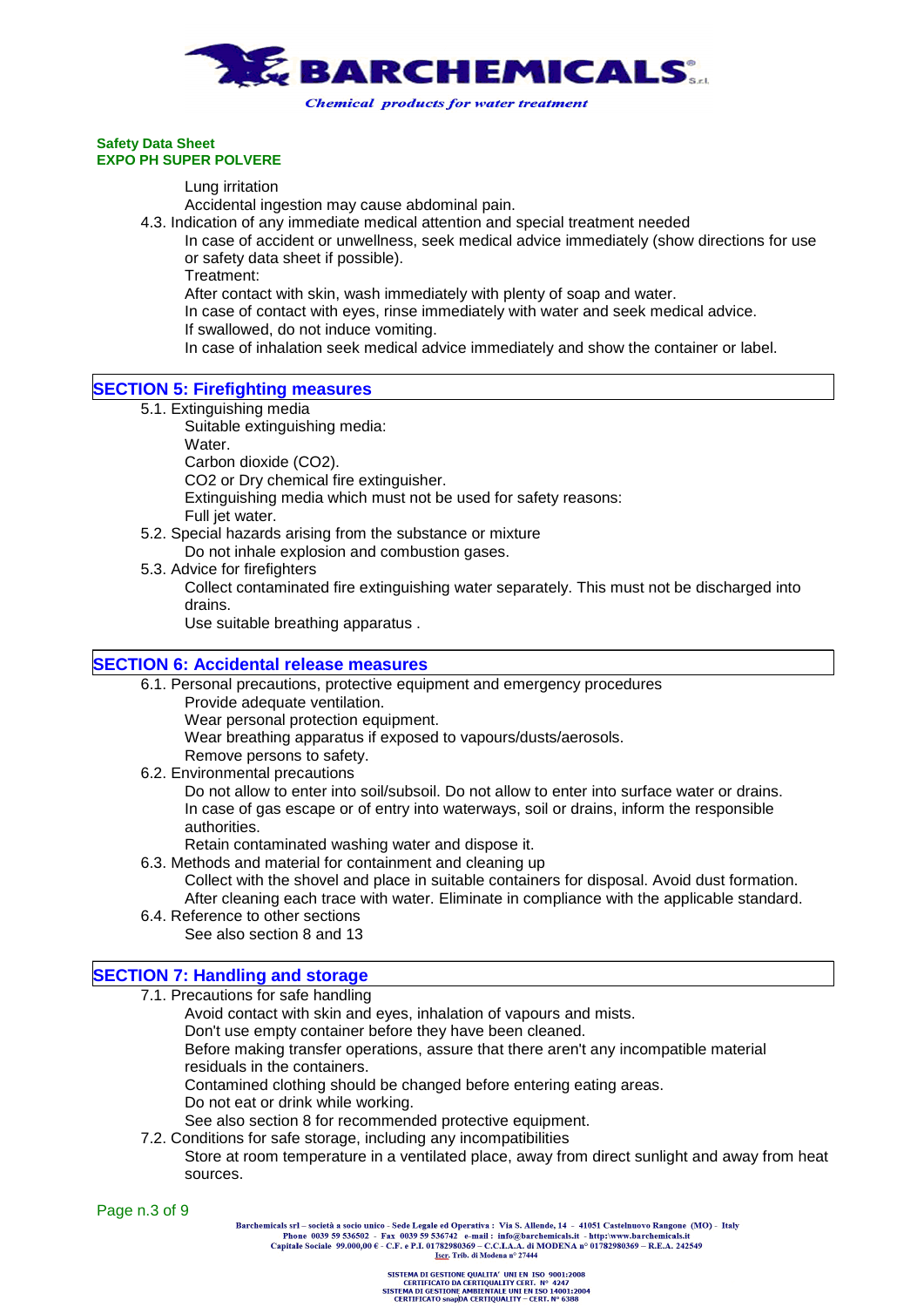Lung irritation

Accidental ingestion may cause abdominal pain.

4.3. Indication of any immediate medical attention and special treatment needed

In case of accident or unwellness, seek medical advice immediately (show directions for use or safety data sheet if possible).

Treatment:

After contact with skin, wash immediately with plenty of soap and water.

In case of contact with eyes, rinse immediately with water and seek medical advice.

If swallowed, do not induce vomiting.

In case of inhalation seek medical advice immediately and show the container or label.

## SECTION 5: Firefighting measures

5.1. Extinguishing media

Suitable extinguishing media:

Water.

Carbon dioxide ($CO_2$).

$CO_2$ or Dry chemical fire extinguisher.

Extinguishing media which must not be used for safety reasons:

Full jet water.

5.2. Special hazards arising from the substance or mixture

Do not inhale explosion and combustion gases.

5.3. Advice for firefighters

Collect contaminated fire extinguishing water separately. This must not be discharged into drains.

Use suitable breathing apparatus .

## SECTION 6: Accidental release measures

6.1. Personal precautions, protective equipment and emergency procedures

Provide adequate ventilation.

Wear personal protection equipment.

Wear breathing apparatus if exposed to vapours/dusts/aerosols.

Remove persons to safety.

6.2. Environmental precautions

Do not allow to enter into soil/subsoil. Do not allow to enter into surface water or drains.

In case of gas escape or of entry into waterways, soil or drains, inform the responsible authorities.

Retain contaminated washing water and dispose it.

6.3. Methods and material for containment and cleaning up

Collect with the shovel and place in suitable containers for disposal. Avoid dust formation.

After cleaning each trace with water. Eliminate in compliance with the applicable standard.

6.4. Reference to other sections

See also section 8 and 13

## SECTION 7: Handling and storage

7.1. Precautions for safe handling

Avoid contact with skin and eyes, inhalation of vapours and mists.

Don't use empty container before they have been cleaned.

Before making transfer operations, assure that there aren't any incompatible material residuals in the containers.

Contamined clothing should be changed before entering eating areas.

Do not eat or drink while working.

See also section 8 for recommended protective equipment.

7.2. Conditions for safe storage, including any incompatibilities

Store at room temperature in a ventilated place, away from direct sunlight and away from heat sources.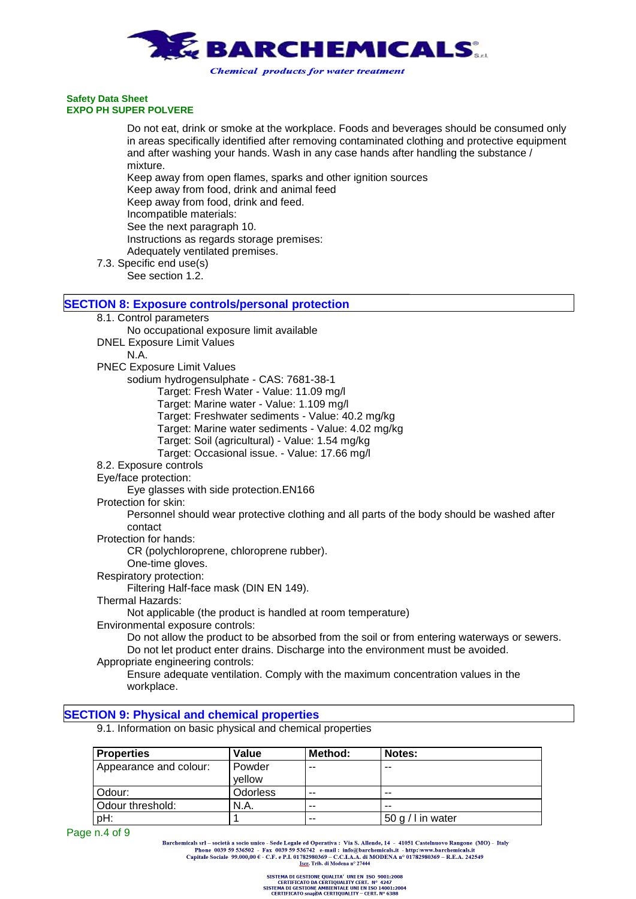Do not eat, drink or smoke at the workplace. Foods and beverages should be consumed only in areas specifically identified after removing contaminated clothing and protective equipment and after washing your hands. Wash in any case hands after handling the substance / mixture.

Keep away from open flames, sparks and other ignition sources

Keep away from food, drink and animal feed

Keep away from food, drink and feed.

Incompatible materials:

See the next paragraph 10.

Instructions as regards storage premises:

Adequately ventilated premises.

7.3. Specific end use(s)

See section 1.2.

## SECTION 8: Exposure controls/personal protection

8.1. Control parameters

No occupational exposure limit available

DNEL Exposure Limit Values

N.A.

PNEC Exposure Limit Values

sodium hydrogensulphate - CAS: 7681-38-1

- Target: Fresh Water - Value: 11.09 mg/l
- Target: Marine water - Value: 1.109 mg/l
- Target: Freshwater sediments - Value: 40.2 mg/kg
- Target: Marine water sediments - Value: 4.02 mg/kg
- Target: Soil (agricultural) - Value: 1.54 mg/kg
- Target: Occasional issue. - Value: 17.66 mg/l

8.2. Exposure controls

Eye/face protection:

Eye glasses with side protection.EN166

Protection for skin:

Personnel should wear protective clothing and all parts of the body should be washed after contact

Protection for hands:

CR (polychloroprene, chloroprene rubber).

One-time gloves.

Respiratory protection:

Filtering Half-face mask (DIN EN 149).

Thermal Hazards:

Not applicable (the product is handled at room temperature)

Environmental exposure controls:

Do not allow the product to be absorbed from the soil or from entering waterways or sewers. Do not let product enter drains. Discharge into the environment must be avoided.

Appropriate engineering controls:

Ensure adequate ventilation. Comply with the maximum concentration values in the workplace.

## SECTION 9: Physical and chemical properties

9.1. Information on basic physical and chemical properties

| Properties | Value | Method: | Notes: |
| --- | --- | --- | --- |
| Appearance and colour: | Powder yellow | -- | -- |
| Odour: | Odorless | -- | -- |
| Odour threshold: | N.A. | -- | -- |
| pH: | 1 | -- | 50 g / l in water |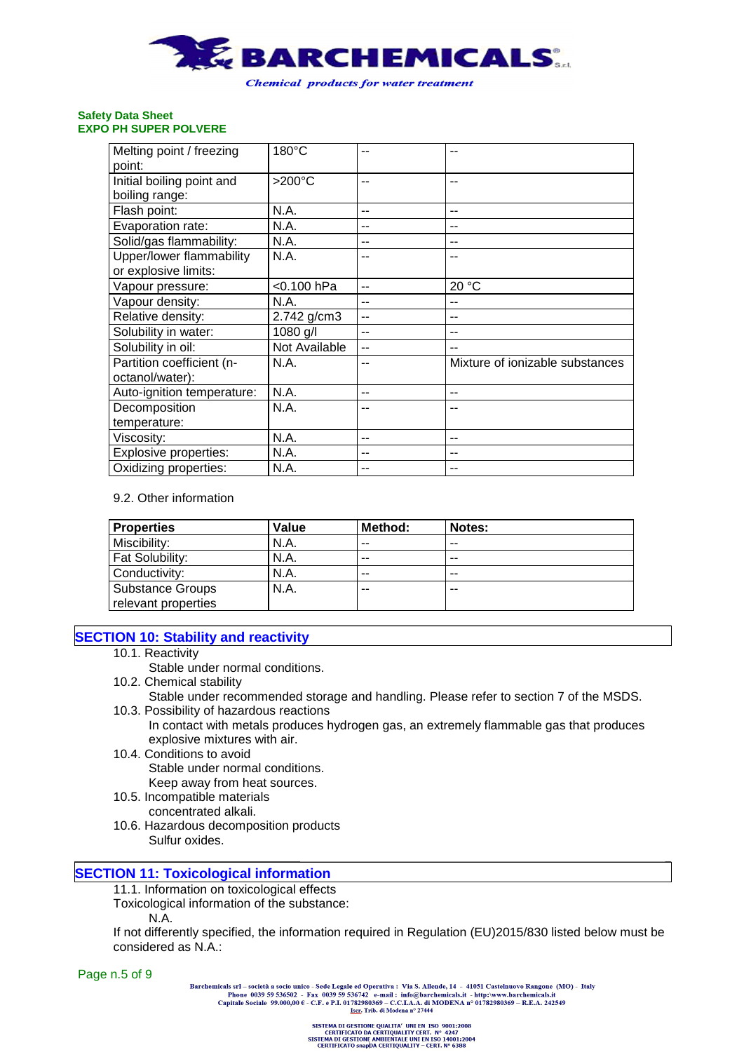| Melting point / freezing point: | 180°C | -- | -- |
|---|---|---|---|
| Initial boiling point and boiling range: | >200°C | -- | -- |
| Flash point: | N.A. | -- | -- |
| Evaporation rate: | N.A. | -- | -- |
| Solid/gas flammability: | N.A. | -- | -- |
| Upper/lower flammability or explosive limits: | N.A. | -- | -- |
| Vapour pressure: | <0.100 hPa | -- | 20 °C |
| Vapour density: | N.A. | -- | -- |
| Relative density: | 2.742 g/cm3 | -- | -- |
| Solubility in water: | 1080 g/l | -- | -- |
| Solubility in oil: | Not Available | -- | -- |
| Partition coefficient (n-octanol/water): | N.A. | -- | Mixture of ionizable substances |
| Auto-ignition temperature: | N.A. | -- | -- |
| Decomposition temperature: | N.A. | -- | -- |
| Viscosity: | N.A. | -- | -- |
| Explosive properties: | N.A. | -- | -- |
| Oxidizing properties: | N.A. | -- | -- |

9.2. Other information

| Properties | Value | Method: | Notes: |
|---|---|---|---|
| Miscibility: | N.A. | -- | -- |
| Fat Solubility: | N.A. | -- | -- |
| Conductivity: | N.A. | -- | -- |
| Substance Groups relevant properties | N.A. | -- | -- |

## SECTION 10: Stability and reactivity

10.1. Reactivity
Stable under normal conditions.

10.2. Chemical stability
Stable under recommended storage and handling. Please refer to section 7 of the MSDS.

10.3. Possibility of hazardous reactions
In contact with metals produces hydrogen gas, an extremely flammable gas that produces explosive mixtures with air.

10.4. Conditions to avoid
Stable under normal conditions.
Keep away from heat sources.

10.5. Incompatible materials
concentrated alkali.

10.6. Hazardous decomposition products
Sulfur oxides.

## SECTION 11: Toxicological information

11.1. Information on toxicological effects
Toxicological information of the substance:
N.A.
If not differently specified, the information required in Regulation (EU)2015/830 listed below must be considered as N.A.: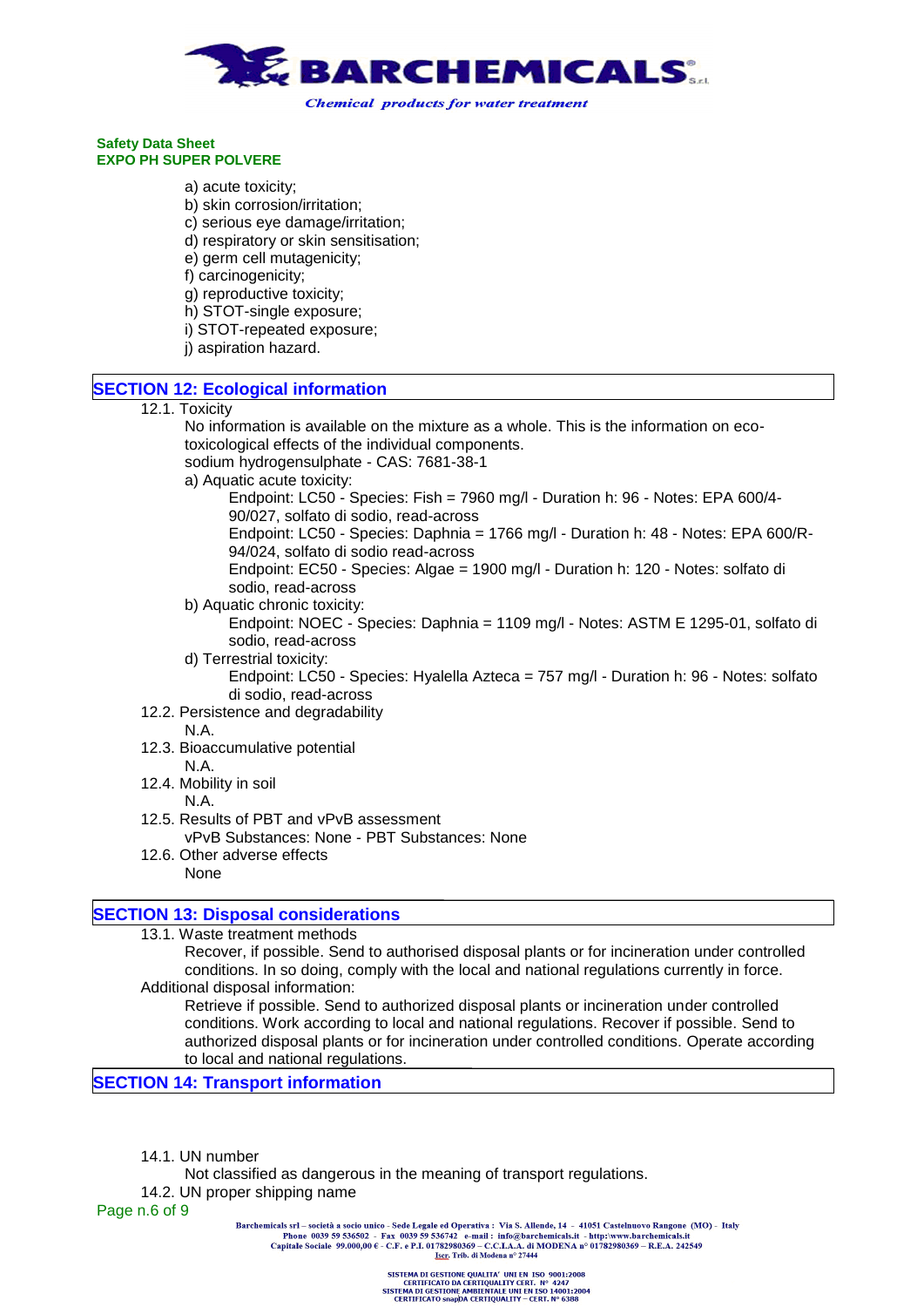a) acute toxicity;
b) skin corrosion/irritation;
c) serious eye damage/irritation;
d) respiratory or skin sensitisation;
e) germ cell mutagenicity;
f) carcinogenicity;
g) reproductive toxicity;
h) STOT-single exposure;
i) STOT-repeated exposure;
j) aspiration hazard.

## SECTION 12: Ecological information

12.1. Toxicity

No information is available on the mixture as a whole. This is the information on eco-toxicological effects of the individual components.

sodium hydrogensulphate - CAS: 7681-38-1

a) Aquatic acute toxicity:

Endpoint: LC50 - Species: Fish = 7960 mg/l - Duration h: 96 - Notes: EPA 600/4-90/027, solfato di sodio, read-across

Endpoint: LC50 - Species: Daphnia = 1766 mg/l - Duration h: 48 - Notes: EPA 600/R-94/024, solfato di sodio read-across

Endpoint: EC50 - Species: Algae = 1900 mg/l - Duration h: 120 - Notes: solfato di sodio, read-across

b) Aquatic chronic toxicity:

Endpoint: NOEC - Species: Daphnia = 1109 mg/l - Notes: ASTM E 1295-01, solfato di sodio, read-across

d) Terrestrial toxicity:

Endpoint: LC50 - Species: Hyalella Azteca = 757 mg/l - Duration h: 96 - Notes: solfato di sodio, read-across

12.2. Persistence and degradability

N.A.

12.3. Bioaccumulative potential

N.A.

12.4. Mobility in soil

N.A.

12.5. Results of PBT and vPvB assessment

vPvB Substances: None - PBT Substances: None

12.6. Other adverse effects

None

## SECTION 13: Disposal considerations

13.1. Waste treatment methods

Recover, if possible. Send to authorised disposal plants or for incineration under controlled conditions. In so doing, comply with the local and national regulations currently in force.

Additional disposal information:

Retrieve if possible. Send to authorized disposal plants or incineration under controlled conditions. Work according to local and national regulations. Recover if possible. Send to authorized disposal plants or for incineration under controlled conditions. Operate according to local and national regulations.

## SECTION 14: Transport information

14.1. UN number

Not classified as dangerous in the meaning of transport regulations.

14.2. UN proper shipping name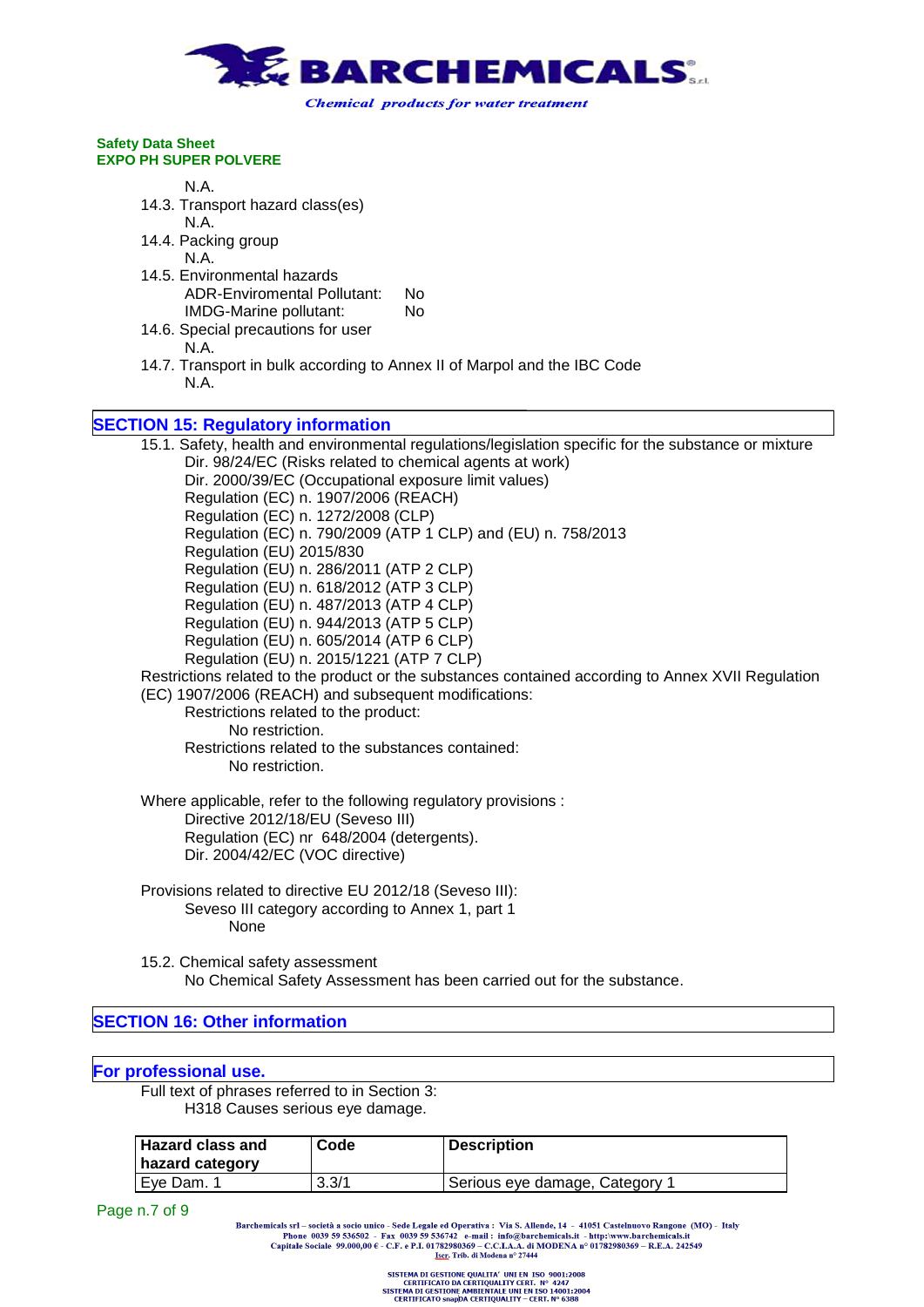N.A.

14.3. Transport hazard class(es)

N.A.

14.4. Packing group

N.A.

14.5. Environmental hazards

ADR-Enviromental Pollutant: No

IMDG-Marine pollutant: No

14.6. Special precautions for user

N.A.

14.7. Transport in bulk according to Annex II of Marpol and the IBC Code

N.A.

## SECTION 15: Regulatory information

15.1. Safety, health and environmental regulations/legislation specific for the substance or mixture

Dir. 98/24/EC (Risks related to chemical agents at work)
Dir. 2000/39/EC (Occupational exposure limit values)
Regulation (EC) n. 1907/2006 (REACH)
Regulation (EC) n. 1272/2008 (CLP)
Regulation (EC) n. 790/2009 (ATP 1 CLP) and (EU) n. 758/2013
Regulation (EU) 2015/830
Regulation (EU) n. 286/2011 (ATP 2 CLP)
Regulation (EU) n. 618/2012 (ATP 3 CLP)
Regulation (EU) n. 487/2013 (ATP 4 CLP)
Regulation (EU) n. 944/2013 (ATP 5 CLP)
Regulation (EU) n. 605/2014 (ATP 6 CLP)
Regulation (EU) n. 2015/1221 (ATP 7 CLP)

Restrictions related to the product or the substances contained according to Annex XVII Regulation (EC) 1907/2006 (REACH) and subsequent modifications:

Restrictions related to the product:

No restriction.

Restrictions related to the substances contained:

No restriction.

Where applicable, refer to the following regulatory provisions :

Directive 2012/18/EU (Seveso III)
Regulation (EC) nr 648/2004 (detergents).
Dir. 2004/42/EC (VOC directive)

Provisions related to directive EU 2012/18 (Seveso III):

Seveso III category according to Annex 1, part 1

None

15.2. Chemical safety assessment

No Chemical Safety Assessment has been carried out for the substance.

## SECTION 16: Other information

## For professional use.

Full text of phrases referred to in Section 3:

H318 Causes serious eye damage.

| Hazard class and hazard category | Code | Description |
|---|---|---|
| Eye Dam. 1 | 3.3/1 | Serious eye damage, Category 1 |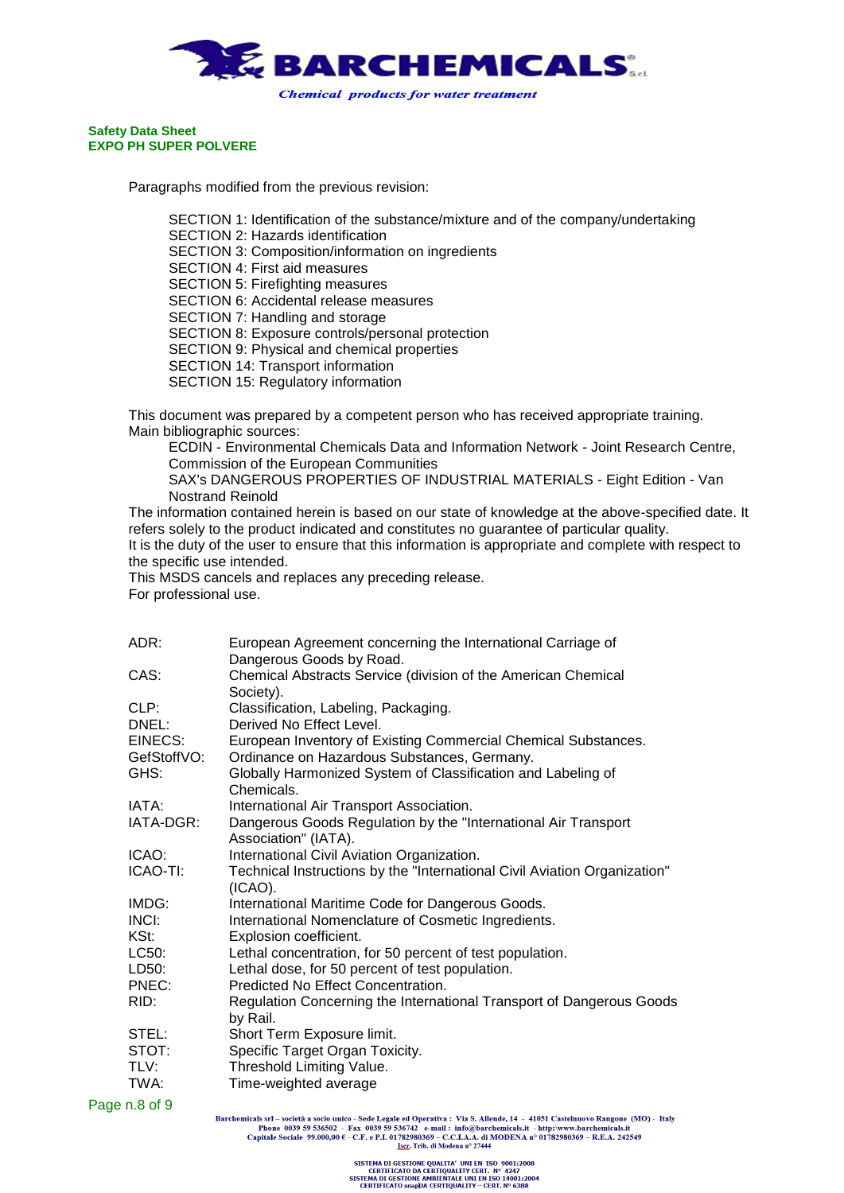Paragraphs modified from the previous revision:

- SECTION 1: Identification of the substance/mixture and of the company/undertaking
- SECTION 2: Hazards identification
- SECTION 3: Composition/information on ingredients
- SECTION 4: First aid measures
- SECTION 5: Firefighting measures
- SECTION 6: Accidental release measures
- SECTION 7: Handling and storage
- SECTION 8: Exposure controls/personal protection
- SECTION 9: Physical and chemical properties
- SECTION 14: Transport information
- SECTION 15: Regulatory information

This document was prepared by a competent person who has received appropriate training.
Main bibliographic sources:

ECDIN - Environmental Chemicals Data and Information Network - Joint Research Centre, Commission of the European Communities

SAX's DANGEROUS PROPERTIES OF INDUSTRIAL MATERIALS - Eight Edition - Van Nostrand Reinold

The information contained herein is based on our state of knowledge at the above-specified date. It refers solely to the product indicated and constitutes no guarantee of particular quality.
It is the duty of the user to ensure that this information is appropriate and complete with respect to the specific use intended.
This MSDS cancels and replaces any preceding release.
For professional use.

| | |
|---|---|
| ADR: | European Agreement concerning the International Carriage of Dangerous Goods by Road. |
| CAS: | Chemical Abstracts Service (division of the American Chemical Society). |
| CLP: | Classification, Labeling, Packaging. |
| DNEL: | Derived No Effect Level. |
| EINECS: | European Inventory of Existing Commercial Chemical Substances. |
| GefStoffVO: | Ordinance on Hazardous Substances, Germany. |
| GHS: | Globally Harmonized System of Classification and Labeling of Chemicals. |
| IATA: | International Air Transport Association. |
| IATA-DGR: | Dangerous Goods Regulation by the "International Air Transport Association" (IATA). |
| ICAO: | International Civil Aviation Organization. |
| ICAO-TI: | Technical Instructions by the "International Civil Aviation Organization" (ICAO). |
| IMDG: | International Maritime Code for Dangerous Goods. |
| INCI: | International Nomenclature of Cosmetic Ingredients. |
| KSt: | Explosion coefficient. |
| LC50: | Lethal concentration, for 50 percent of test population. |
| LD50: | Lethal dose, for 50 percent of test population. |
| PNEC: | Predicted No Effect Concentration. |
| RID: | Regulation Concerning the International Transport of Dangerous Goods by Rail. |
| STEL: | Short Term Exposure limit. |
| STOT: | Specific Target Organ Toxicity. |
| TLV: | Threshold Limiting Value. |
| TWA: | Time-weighted average |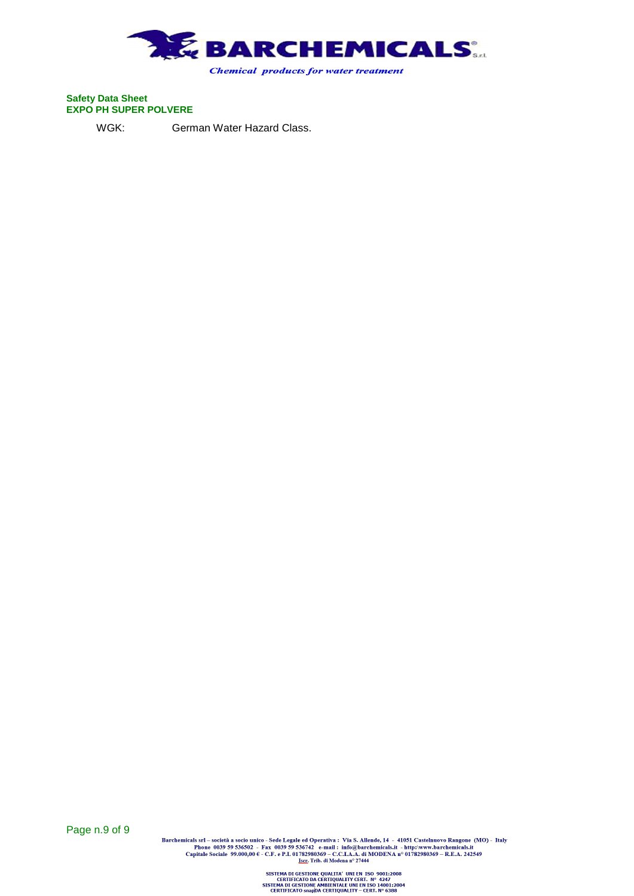WGK: German Water Hazard Class.